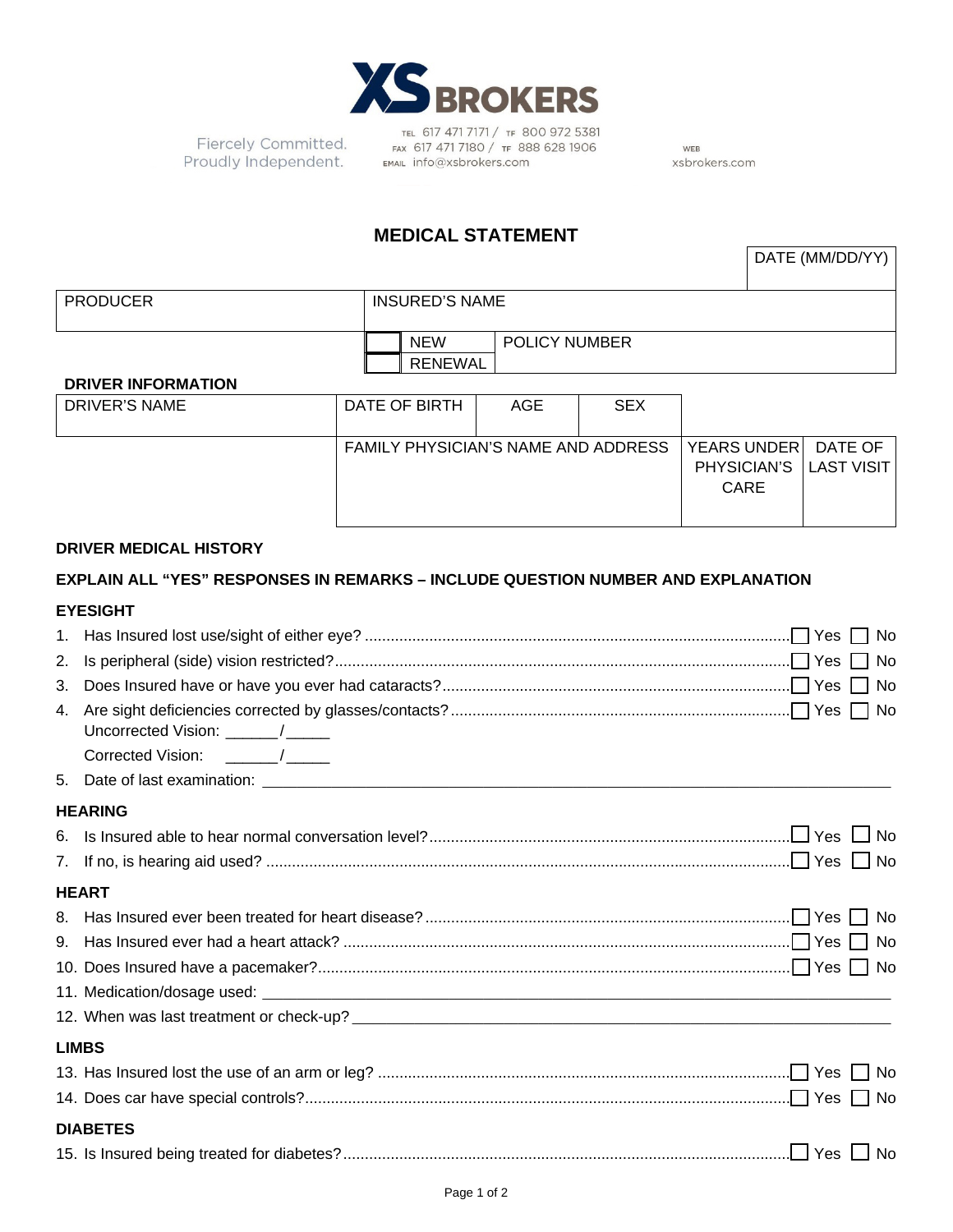**XS BROKERS**

Fiercely Committed.
Proudly Independent.

TEL 617 471 7171 / TF 800 972 5381
FAX 617 471 7180 / TF 888 628 1906
EMAIL info@xsbrokers.com

WEB xsbrokers.com

# MEDICAL STATEMENT

| | | | DATE (MM/DD/YY) |
|---|---|---|---|
| PRODUCER | INSURED'S NAME | | |
| | ☐ NEW ☐ RENEWAL | POLICY NUMBER | |

**DRIVER INFORMATION**

| DRIVER'S NAME | DATE OF BIRTH | AGE | SEX | | |
|---|---|---|---|---|---|
| | FAMILY PHYSICIAN'S NAME AND ADDRESS | | | YEARS UNDER PHYSICIAN'S CARE | DATE OF LAST VISIT |

**DRIVER MEDICAL HISTORY**

**EXPLAIN ALL "YES" RESPONSES IN REMARKS – INCLUDE QUESTION NUMBER AND EXPLANATION**

**EYESIGHT**

1. Has Insured lost use/sight of either eye? ☐ Yes ☐ No
2. Is peripheral (side) vision restricted? ☐ Yes ☐ No
3. Does Insured have or have you ever had cataracts? ☐ Yes ☐ No
4. Are sight deficiencies corrected by glasses/contacts? ☐ Yes ☐ No
   Uncorrected Vision: ______/_____
   Corrected Vision: ______/_____
5. Date of last examination: ____________________

**HEARING**

6. Is Insured able to hear normal conversation level? ☐ Yes ☐ No
7. If no, is hearing aid used? ☐ Yes ☐ No

**HEART**

8. Has Insured ever been treated for heart disease? ☐ Yes ☐ No
9. Has Insured ever had a heart attack? ☐ Yes ☐ No
10. Does Insured have a pacemaker? ☐ Yes ☐ No
11. Medication/dosage used: ____________________
12. When was last treatment or check-up? ____________________

**LIMBS**

13. Has Insured lost the use of an arm or leg? ☐ Yes ☐ No
14. Does car have special controls? ☐ Yes ☐ No

**DIABETES**

15. Is Insured being treated for diabetes? ☐ Yes ☐ No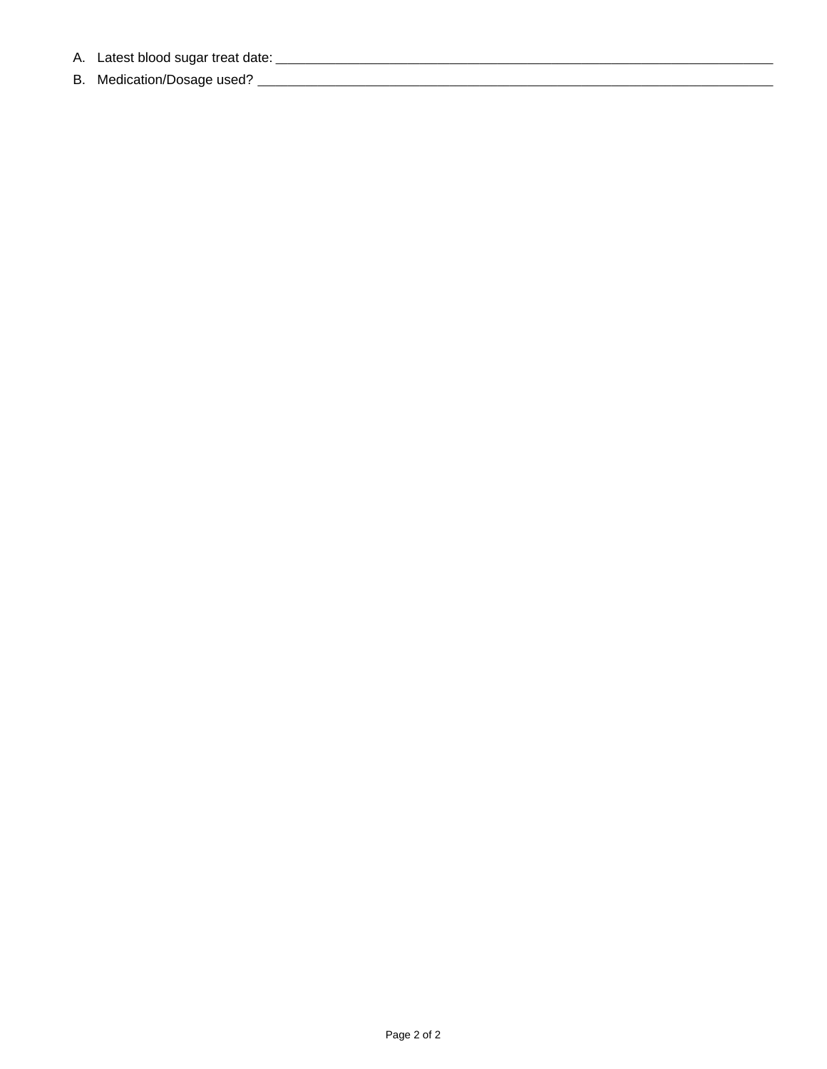A. Latest blood sugar treat date: ___________________________________________

B. Medication/Dosage used? ___________________________________________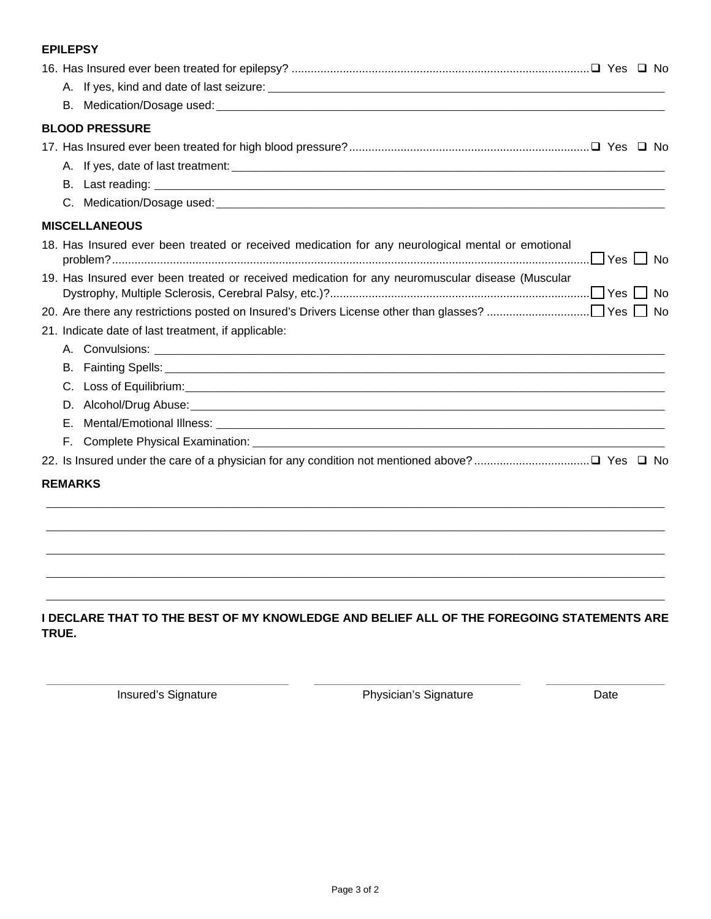**EPILEPSY**

16. Has Insured ever been treated for epilepsy? ❑ Yes ❑ No
    - A. If yes, kind and date of last seizure: ____________________
    - B. Medication/Dosage used: ____________________

**BLOOD PRESSURE**

17. Has Insured ever been treated for high blood pressure? ❑ Yes ❑ No
    - A. If yes, date of last treatment: ____________________
    - B. Last reading: ____________________
    - C. Medication/Dosage used: ____________________

**MISCELLANEOUS**

18. Has Insured ever been treated or received medication for any neurological mental or emotional problem? ☐ Yes ☐ No
19. Has Insured ever been treated or received medication for any neuromuscular disease (Muscular Dystrophy, Multiple Sclerosis, Cerebral Palsy, etc.)? ☐ Yes ☐ No
20. Are there any restrictions posted on Insured's Drivers License other than glasses? ☐ Yes ☐ No
21. Indicate date of last treatment, if applicable:
    - A. Convulsions: ____________________
    - B. Fainting Spells: ____________________
    - C. Loss of Equilibrium: ____________________
    - D. Alcohol/Drug Abuse: ____________________
    - E. Mental/Emotional Illness: ____________________
    - F. Complete Physical Examination: ____________________
22. Is Insured under the care of a physician for any condition not mentioned above? ❑ Yes ❑ No

**REMARKS**

____________________

____________________

____________________

____________________

____________________

**I DECLARE THAT TO THE BEST OF MY KNOWLEDGE AND BELIEF ALL OF THE FOREGOING STATEMENTS ARE TRUE.**

| | | |
|---|---|---|
| ____________________ | ____________________ | ____________________ |
| Insured's Signature | Physician's Signature | Date |